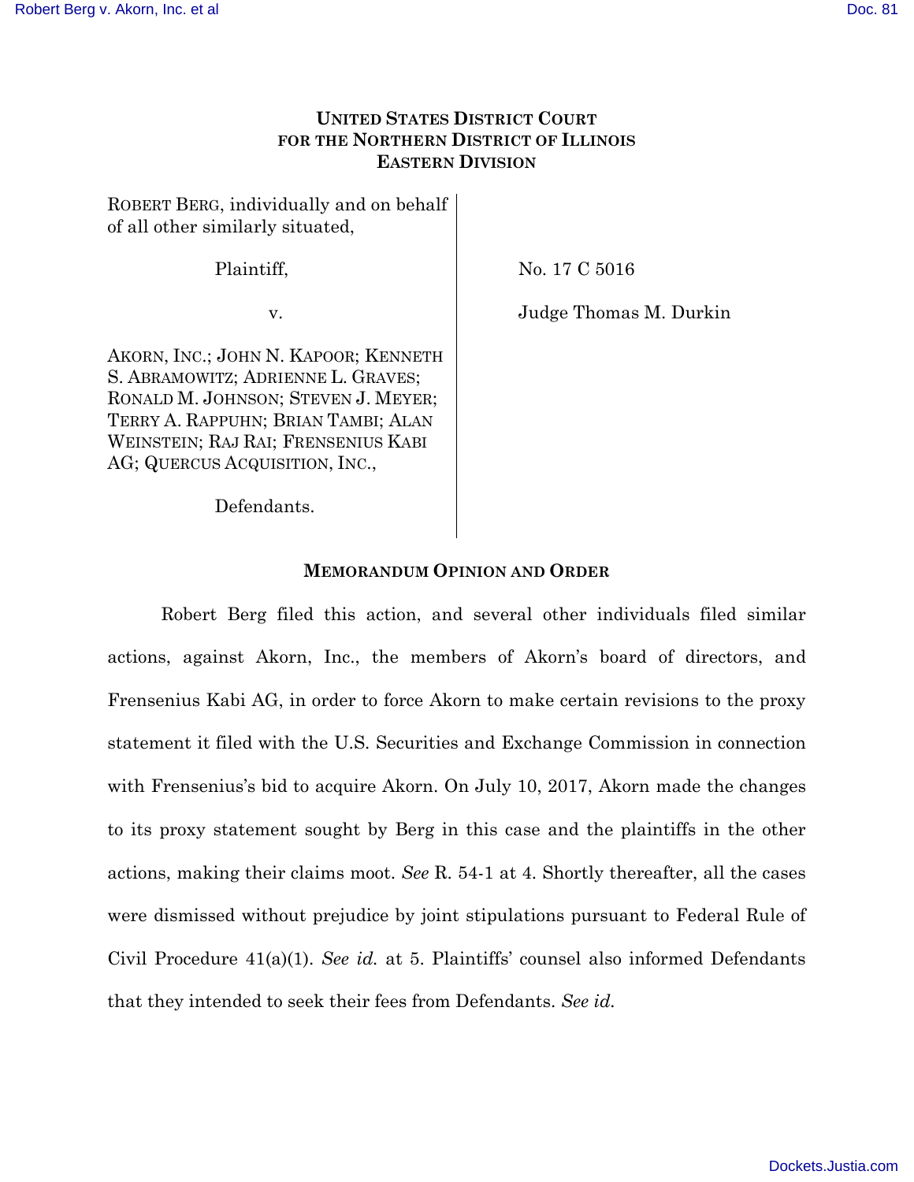**UNITED STATES DISTRICT COURT**
**FOR THE NORTHERN DISTRICT OF ILLINOIS**
**EASTERN DIVISION**

| | |
|---|---|
| ROBERT BERG, individually and on behalf of all other similarly situated, | |
| Plaintiff, | No. 17 C 5016 |
| v. | Judge Thomas M. Durkin |
| AKORN, INC.; JOHN N. KAPOOR; KENNETH S. ABRAMOWITZ; ADRIENNE L. GRAVES; RONALD M. JOHNSON; STEVEN J. MEYER; TERRY A. RAPPUHN; BRIAN TAMBI; ALAN WEINSTEIN; RAJ RAI; FRENSENIUS KABI AG; QUERCUS ACQUISITION, INC., | |
| Defendants. | |

**MEMORANDUM OPINION AND ORDER**

Robert Berg filed this action, and several other individuals filed similar actions, against Akorn, Inc., the members of Akorn's board of directors, and Frensenius Kabi AG, in order to force Akorn to make certain revisions to the proxy statement it filed with the U.S. Securities and Exchange Commission in connection with Frensenius's bid to acquire Akorn. On July 10, 2017, Akorn made the changes to its proxy statement sought by Berg in this case and the plaintiffs in the other actions, making their claims moot. *See* R. 54-1 at 4. Shortly thereafter, all the cases were dismissed without prejudice by joint stipulations pursuant to Federal Rule of Civil Procedure 41(a)(1). *See id.* at 5. Plaintiffs' counsel also informed Defendants that they intended to seek their fees from Defendants. *See id.*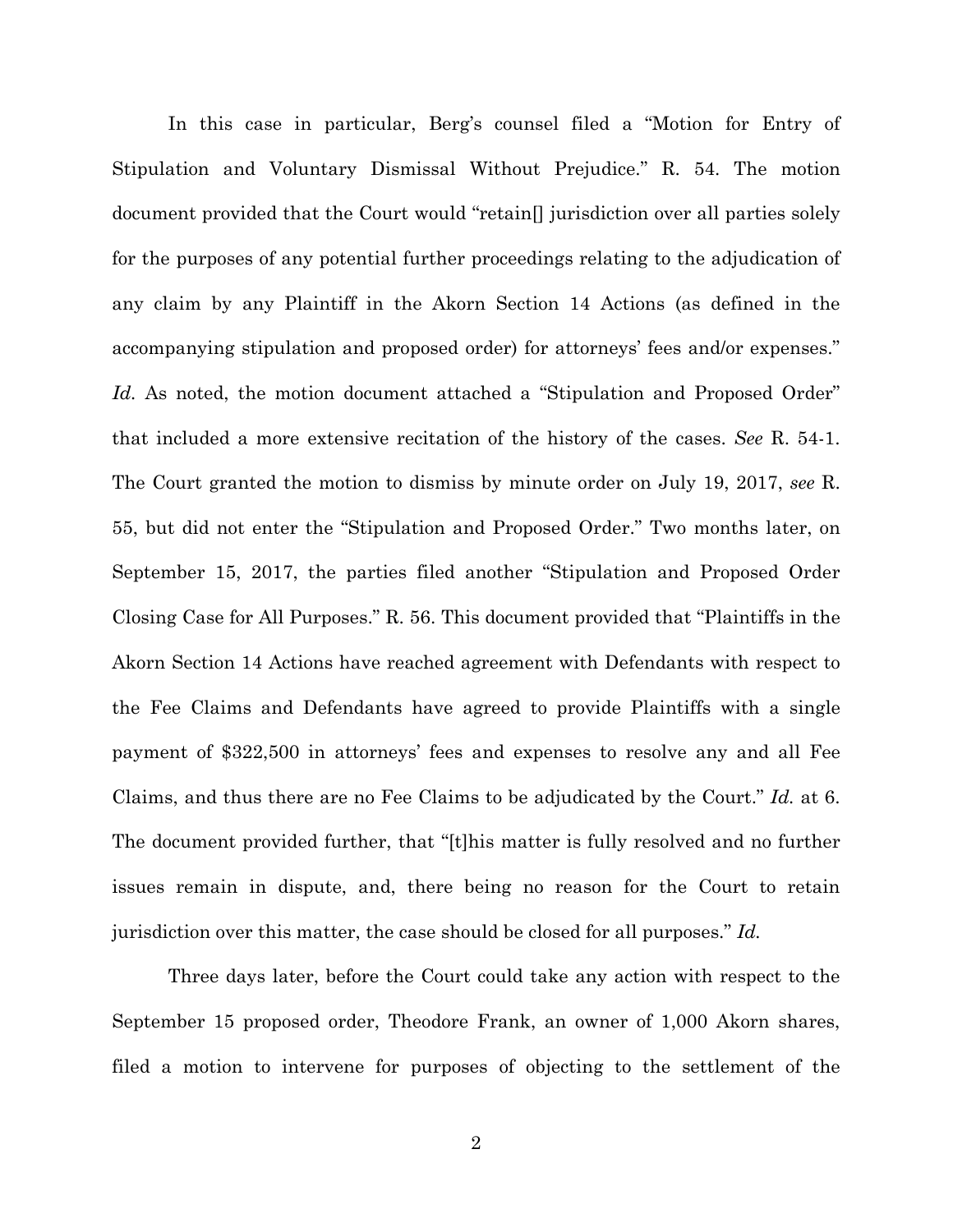In this case in particular, Berg's counsel filed a "Motion for Entry of Stipulation and Voluntary Dismissal Without Prejudice." R. 54. The motion document provided that the Court would "retain[] jurisdiction over all parties solely for the purposes of any potential further proceedings relating to the adjudication of any claim by any Plaintiff in the Akorn Section 14 Actions (as defined in the accompanying stipulation and proposed order) for attorneys' fees and/or expenses." *Id.* As noted, the motion document attached a "Stipulation and Proposed Order" that included a more extensive recitation of the history of the cases. *See* R. 54-1. The Court granted the motion to dismiss by minute order on July 19, 2017, *see* R. 55, but did not enter the "Stipulation and Proposed Order." Two months later, on September 15, 2017, the parties filed another "Stipulation and Proposed Order Closing Case for All Purposes." R. 56. This document provided that "Plaintiffs in the Akorn Section 14 Actions have reached agreement with Defendants with respect to the Fee Claims and Defendants have agreed to provide Plaintiffs with a single payment of $322,500 in attorneys' fees and expenses to resolve any and all Fee Claims, and thus there are no Fee Claims to be adjudicated by the Court." *Id.* at 6. The document provided further, that "[t]his matter is fully resolved and no further issues remain in dispute, and, there being no reason for the Court to retain jurisdiction over this matter, the case should be closed for all purposes." *Id.*

Three days later, before the Court could take any action with respect to the September 15 proposed order, Theodore Frank, an owner of 1,000 Akorn shares, filed a motion to intervene for purposes of objecting to the settlement of the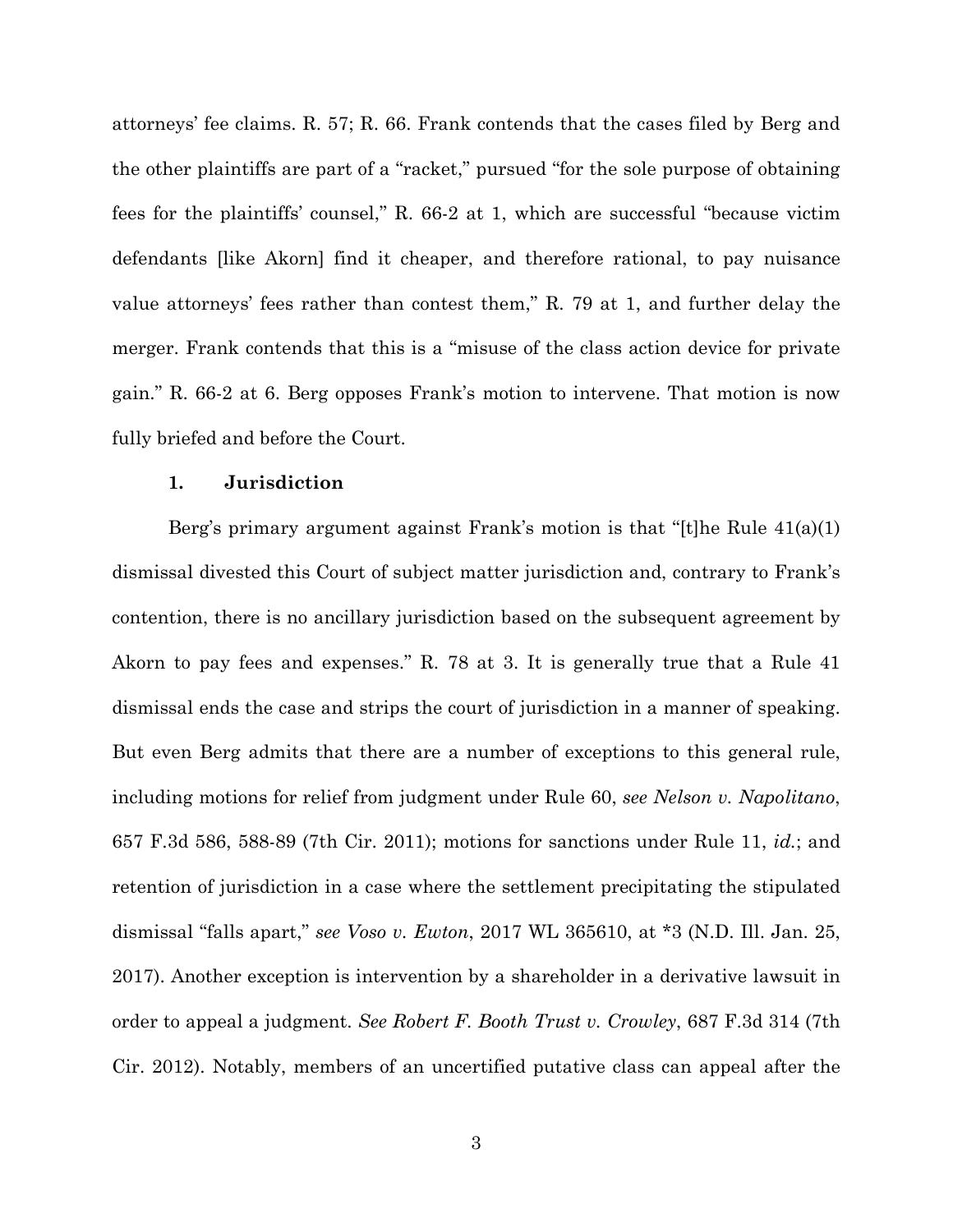attorneys' fee claims. R. 57; R. 66. Frank contends that the cases filed by Berg and the other plaintiffs are part of a "racket," pursued "for the sole purpose of obtaining fees for the plaintiffs' counsel," R. 66-2 at 1, which are successful "because victim defendants [like Akorn] find it cheaper, and therefore rational, to pay nuisance value attorneys' fees rather than contest them," R. 79 at 1, and further delay the merger. Frank contends that this is a "misuse of the class action device for private gain." R. 66-2 at 6. Berg opposes Frank's motion to intervene. That motion is now fully briefed and before the Court.

### 1. Jurisdiction

Berg's primary argument against Frank's motion is that "[t]he Rule 41(a)(1) dismissal divested this Court of subject matter jurisdiction and, contrary to Frank's contention, there is no ancillary jurisdiction based on the subsequent agreement by Akorn to pay fees and expenses." R. 78 at 3. It is generally true that a Rule 41 dismissal ends the case and strips the court of jurisdiction in a manner of speaking. But even Berg admits that there are a number of exceptions to this general rule, including motions for relief from judgment under Rule 60, *see Nelson v. Napolitano*, 657 F.3d 586, 588-89 (7th Cir. 2011); motions for sanctions under Rule 11, *id.*; and retention of jurisdiction in a case where the settlement precipitating the stipulated dismissal "falls apart," *see Voso v. Ewton*, 2017 WL 365610, at *3 (N.D. Ill. Jan. 25, 2017). Another exception is intervention by a shareholder in a derivative lawsuit in order to appeal a judgment. *See Robert F. Booth Trust v. Crowley*, 687 F.3d 314 (7th Cir. 2012). Notably, members of an uncertified putative class can appeal after the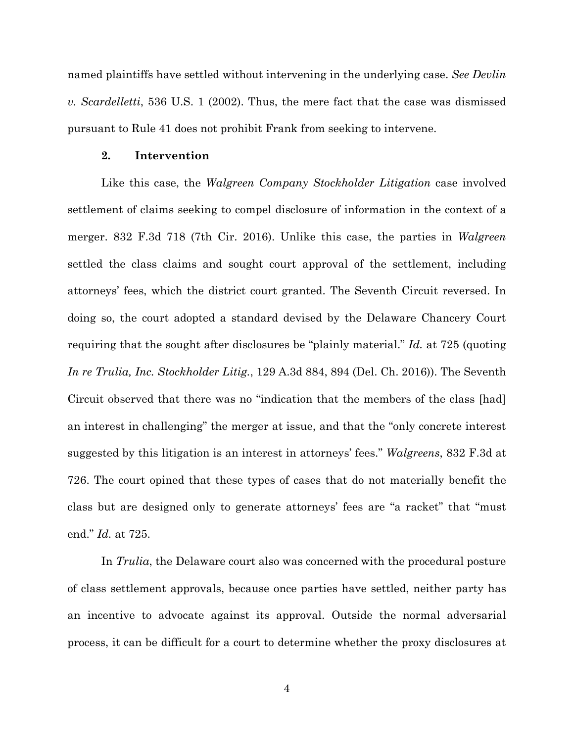named plaintiffs have settled without intervening in the underlying case. *See Devlin v. Scardelletti*, 536 U.S. 1 (2002). Thus, the mere fact that the case was dismissed pursuant to Rule 41 does not prohibit Frank from seeking to intervene.

### 2. Intervention

Like this case, the *Walgreen Company Stockholder Litigation* case involved settlement of claims seeking to compel disclosure of information in the context of a merger. 832 F.3d 718 (7th Cir. 2016). Unlike this case, the parties in *Walgreen* settled the class claims and sought court approval of the settlement, including attorneys' fees, which the district court granted. The Seventh Circuit reversed. In doing so, the court adopted a standard devised by the Delaware Chancery Court requiring that the sought after disclosures be "plainly material." *Id.* at 725 (quoting *In re Trulia, Inc. Stockholder Litig.*, 129 A.3d 884, 894 (Del. Ch. 2016)). The Seventh Circuit observed that there was no "indication that the members of the class [had] an interest in challenging" the merger at issue, and that the "only concrete interest suggested by this litigation is an interest in attorneys' fees." *Walgreens*, 832 F.3d at 726. The court opined that these types of cases that do not materially benefit the class but are designed only to generate attorneys' fees are "a racket" that "must end." *Id.* at 725.

In *Trulia*, the Delaware court also was concerned with the procedural posture of class settlement approvals, because once parties have settled, neither party has an incentive to advocate against its approval. Outside the normal adversarial process, it can be difficult for a court to determine whether the proxy disclosures at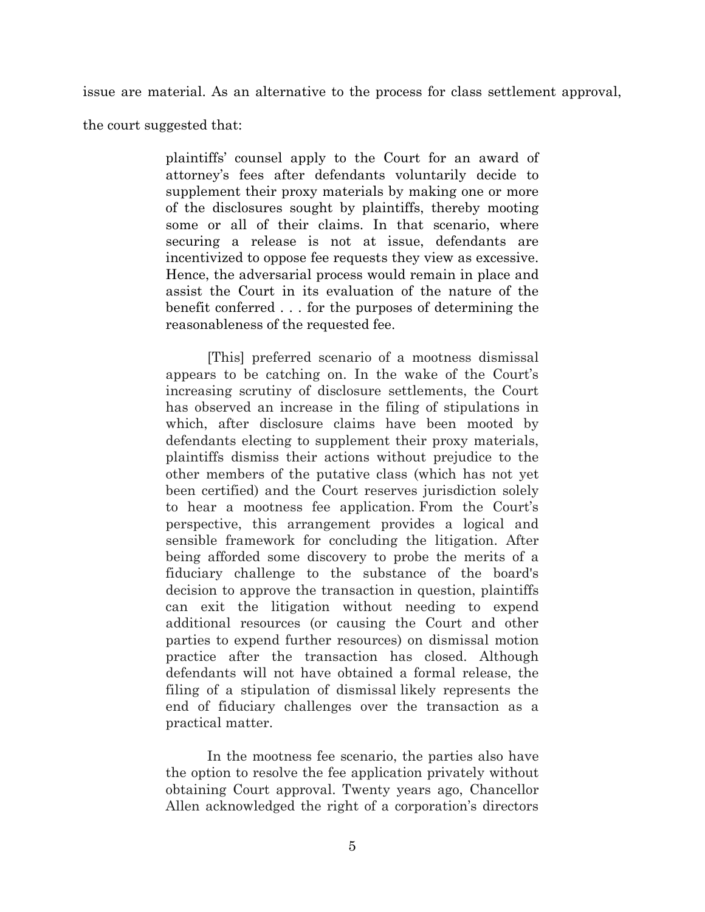issue are material. As an alternative to the process for class settlement approval, the court suggested that:

> plaintiffs' counsel apply to the Court for an award of attorney's fees after defendants voluntarily decide to supplement their proxy materials by making one or more of the disclosures sought by plaintiffs, thereby mooting some or all of their claims. In that scenario, where securing a release is not at issue, defendants are incentivized to oppose fee requests they view as excessive. Hence, the adversarial process would remain in place and assist the Court in its evaluation of the nature of the benefit conferred . . . for the purposes of determining the reasonableness of the requested fee.
>
> [This] preferred scenario of a mootness dismissal appears to be catching on. In the wake of the Court's increasing scrutiny of disclosure settlements, the Court has observed an increase in the filing of stipulations in which, after disclosure claims have been mooted by defendants electing to supplement their proxy materials, plaintiffs dismiss their actions without prejudice to the other members of the putative class (which has not yet been certified) and the Court reserves jurisdiction solely to hear a mootness fee application. From the Court's perspective, this arrangement provides a logical and sensible framework for concluding the litigation. After being afforded some discovery to probe the merits of a fiduciary challenge to the substance of the board's decision to approve the transaction in question, plaintiffs can exit the litigation without needing to expend additional resources (or causing the Court and other parties to expend further resources) on dismissal motion practice after the transaction has closed. Although defendants will not have obtained a formal release, the filing of a stipulation of dismissal likely represents the end of fiduciary challenges over the transaction as a practical matter.
>
> In the mootness fee scenario, the parties also have the option to resolve the fee application privately without obtaining Court approval. Twenty years ago, Chancellor Allen acknowledged the right of a corporation's directors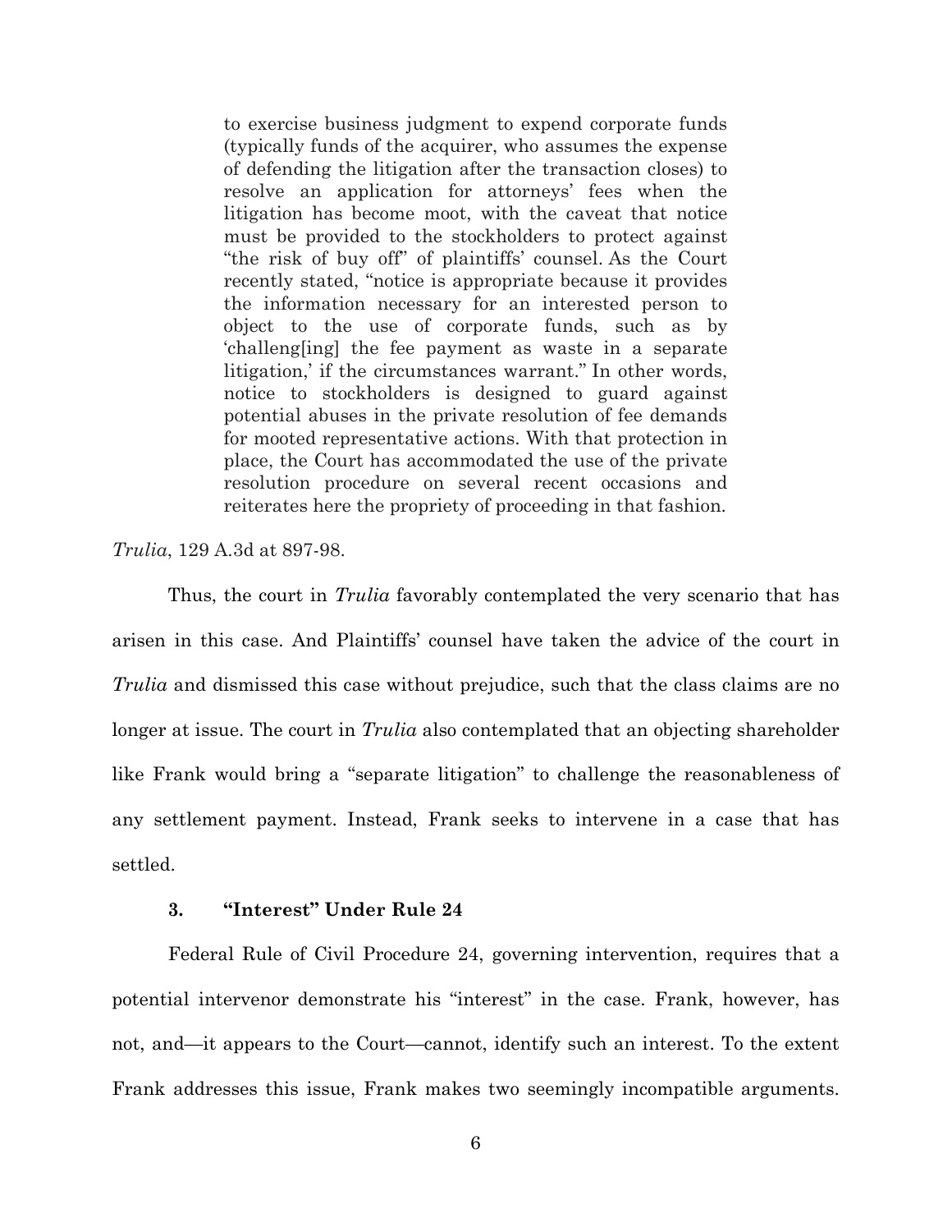> to exercise business judgment to expend corporate funds (typically funds of the acquirer, who assumes the expense of defending the litigation after the transaction closes) to resolve an application for attorneys' fees when the litigation has become moot, with the caveat that notice must be provided to the stockholders to protect against "the risk of buy off" of plaintiffs' counsel. As the Court recently stated, "notice is appropriate because it provides the information necessary for an interested person to object to the use of corporate funds, such as by 'challeng[ing] the fee payment as waste in a separate litigation,' if the circumstances warrant." In other words, notice to stockholders is designed to guard against potential abuses in the private resolution of fee demands for mooted representative actions. With that protection in place, the Court has accommodated the use of the private resolution procedure on several recent occasions and reiterates here the propriety of proceeding in that fashion.

*Trulia*, 129 A.3d at 897-98.

Thus, the court in *Trulia* favorably contemplated the very scenario that has arisen in this case. And Plaintiffs' counsel have taken the advice of the court in *Trulia* and dismissed this case without prejudice, such that the class claims are no longer at issue. The court in *Trulia* also contemplated that an objecting shareholder like Frank would bring a "separate litigation" to challenge the reasonableness of any settlement payment. Instead, Frank seeks to intervene in a case that has settled.

### 3. "Interest" Under Rule 24

Federal Rule of Civil Procedure 24, governing intervention, requires that a potential intervenor demonstrate his "interest" in the case. Frank, however, has not, and—it appears to the Court—cannot, identify such an interest. To the extent Frank addresses this issue, Frank makes two seemingly incompatible arguments.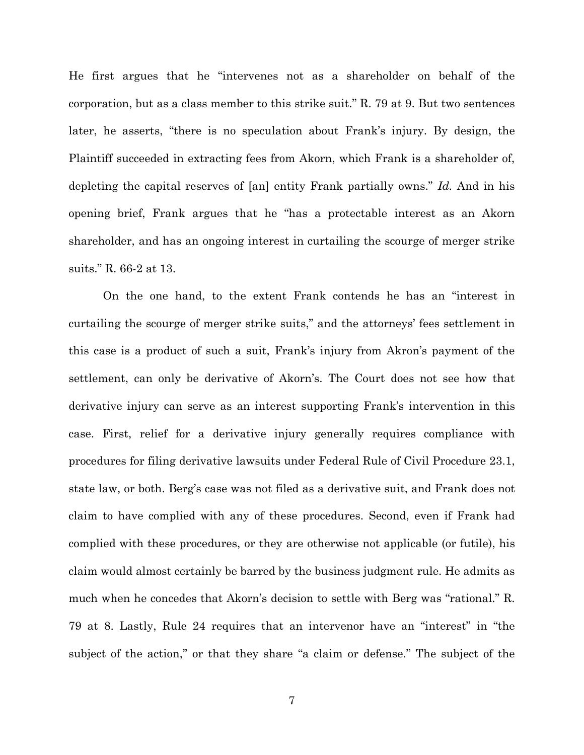He first argues that he "intervenes not as a shareholder on behalf of the corporation, but as a class member to this strike suit." R. 79 at 9. But two sentences later, he asserts, "there is no speculation about Frank's injury. By design, the Plaintiff succeeded in extracting fees from Akorn, which Frank is a shareholder of, depleting the capital reserves of [an] entity Frank partially owns." *Id.* And in his opening brief, Frank argues that he "has a protectable interest as an Akorn shareholder, and has an ongoing interest in curtailing the scourge of merger strike suits." R. 66-2 at 13.

On the one hand, to the extent Frank contends he has an "interest in curtailing the scourge of merger strike suits," and the attorneys' fees settlement in this case is a product of such a suit, Frank's injury from Akron's payment of the settlement, can only be derivative of Akorn's. The Court does not see how that derivative injury can serve as an interest supporting Frank's intervention in this case. First, relief for a derivative injury generally requires compliance with procedures for filing derivative lawsuits under Federal Rule of Civil Procedure 23.1, state law, or both. Berg's case was not filed as a derivative suit, and Frank does not claim to have complied with any of these procedures. Second, even if Frank had complied with these procedures, or they are otherwise not applicable (or futile), his claim would almost certainly be barred by the business judgment rule. He admits as much when he concedes that Akorn's decision to settle with Berg was "rational." R. 79 at 8. Lastly, Rule 24 requires that an intervenor have an "interest" in "the subject of the action," or that they share "a claim or defense." The subject of the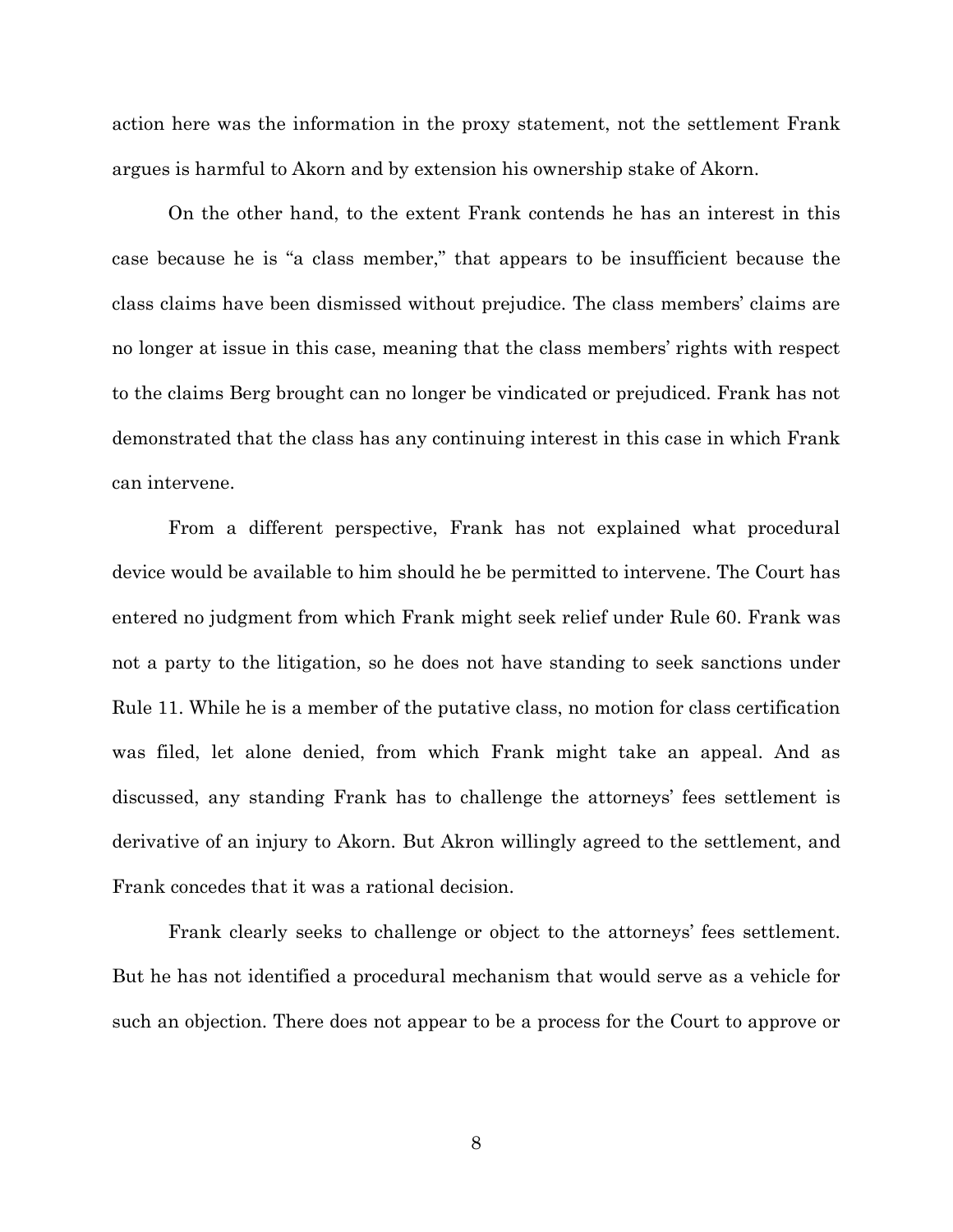action here was the information in the proxy statement, not the settlement Frank argues is harmful to Akorn and by extension his ownership stake of Akorn.

On the other hand, to the extent Frank contends he has an interest in this case because he is "a class member," that appears to be insufficient because the class claims have been dismissed without prejudice. The class members' claims are no longer at issue in this case, meaning that the class members' rights with respect to the claims Berg brought can no longer be vindicated or prejudiced. Frank has not demonstrated that the class has any continuing interest in this case in which Frank can intervene.

From a different perspective, Frank has not explained what procedural device would be available to him should he be permitted to intervene. The Court has entered no judgment from which Frank might seek relief under Rule 60. Frank was not a party to the litigation, so he does not have standing to seek sanctions under Rule 11. While he is a member of the putative class, no motion for class certification was filed, let alone denied, from which Frank might take an appeal. And as discussed, any standing Frank has to challenge the attorneys' fees settlement is derivative of an injury to Akorn. But Akron willingly agreed to the settlement, and Frank concedes that it was a rational decision.

Frank clearly seeks to challenge or object to the attorneys' fees settlement. But he has not identified a procedural mechanism that would serve as a vehicle for such an objection. There does not appear to be a process for the Court to approve or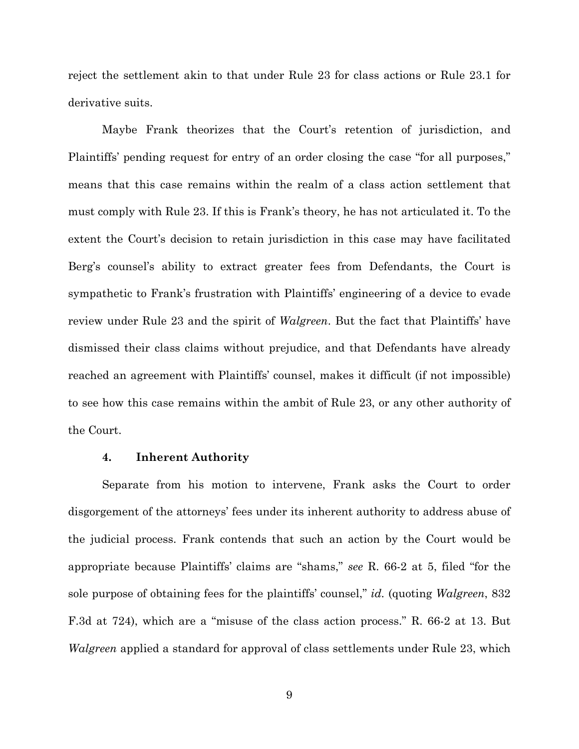reject the settlement akin to that under Rule 23 for class actions or Rule 23.1 for derivative suits.

Maybe Frank theorizes that the Court's retention of jurisdiction, and Plaintiffs' pending request for entry of an order closing the case "for all purposes," means that this case remains within the realm of a class action settlement that must comply with Rule 23. If this is Frank's theory, he has not articulated it. To the extent the Court's decision to retain jurisdiction in this case may have facilitated Berg's counsel's ability to extract greater fees from Defendants, the Court is sympathetic to Frank's frustration with Plaintiffs' engineering of a device to evade review under Rule 23 and the spirit of *Walgreen*. But the fact that Plaintiffs' have dismissed their class claims without prejudice, and that Defendants have already reached an agreement with Plaintiffs' counsel, makes it difficult (if not impossible) to see how this case remains within the ambit of Rule 23, or any other authority of the Court.

#### 4. Inherent Authority

Separate from his motion to intervene, Frank asks the Court to order disgorgement of the attorneys' fees under its inherent authority to address abuse of the judicial process. Frank contends that such an action by the Court would be appropriate because Plaintiffs' claims are "shams," *see* R. 66-2 at 5, filed "for the sole purpose of obtaining fees for the plaintiffs' counsel," *id.* (quoting *Walgreen*, 832 F.3d at 724), which are a "misuse of the class action process." R. 66-2 at 13. But *Walgreen* applied a standard for approval of class settlements under Rule 23, which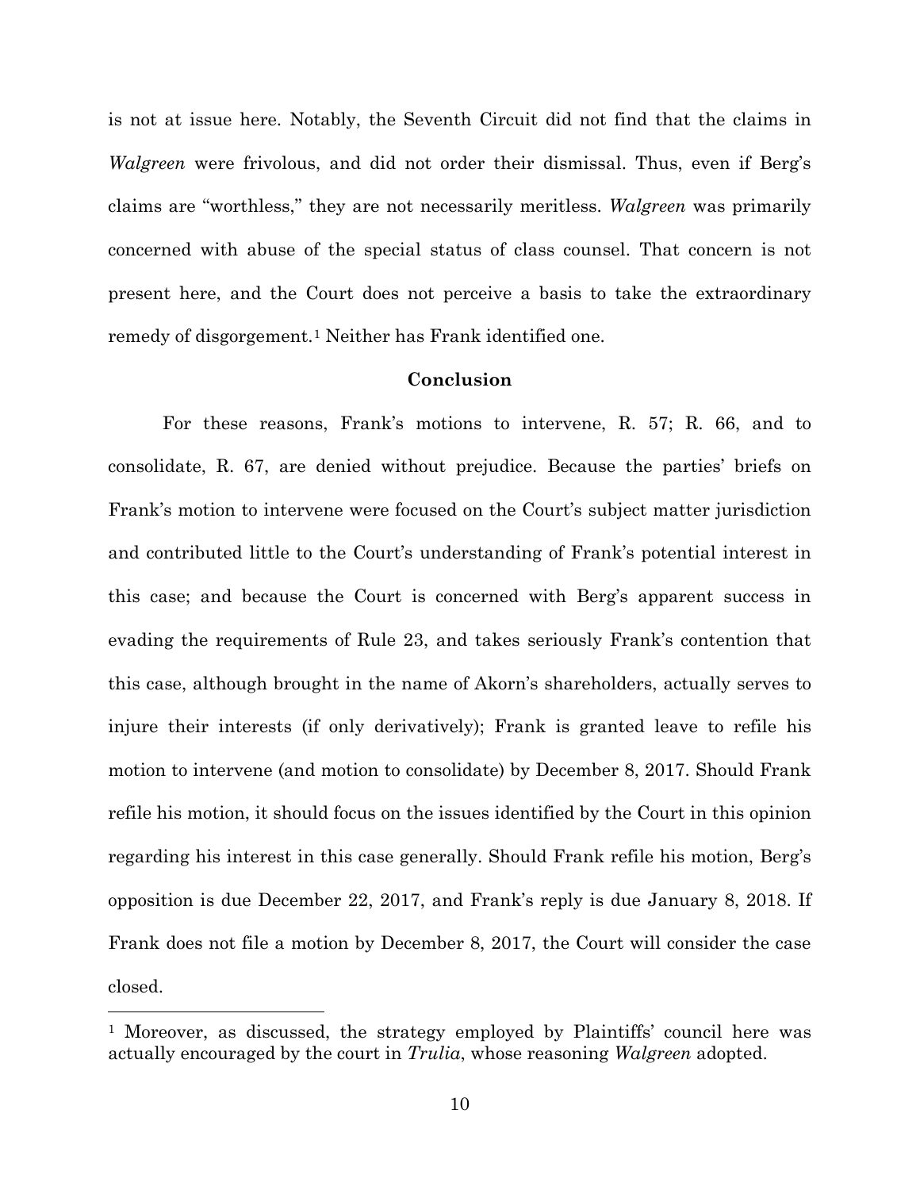is not at issue here. Notably, the Seventh Circuit did not find that the claims in *Walgreen* were frivolous, and did not order their dismissal. Thus, even if Berg's claims are "worthless," they are not necessarily meritless. *Walgreen* was primarily concerned with abuse of the special status of class counsel. That concern is not present here, and the Court does not perceive a basis to take the extraordinary remedy of disgorgement.[1] Neither has Frank identified one.

## Conclusion

For these reasons, Frank's motions to intervene, R. 57; R. 66, and to consolidate, R. 67, are denied without prejudice. Because the parties' briefs on Frank's motion to intervene were focused on the Court's subject matter jurisdiction and contributed little to the Court's understanding of Frank's potential interest in this case; and because the Court is concerned with Berg's apparent success in evading the requirements of Rule 23, and takes seriously Frank's contention that this case, although brought in the name of Akorn's shareholders, actually serves to injure their interests (if only derivatively); Frank is granted leave to refile his motion to intervene (and motion to consolidate) by December 8, 2017. Should Frank refile his motion, it should focus on the issues identified by the Court in this opinion regarding his interest in this case generally. Should Frank refile his motion, Berg's opposition is due December 22, 2017, and Frank's reply is due January 8, 2018. If Frank does not file a motion by December 8, 2017, the Court will consider the case closed.

---

[1] Moreover, as discussed, the strategy employed by Plaintiffs' council here was actually encouraged by the court in *Trulia*, whose reasoning *Walgreen* adopted.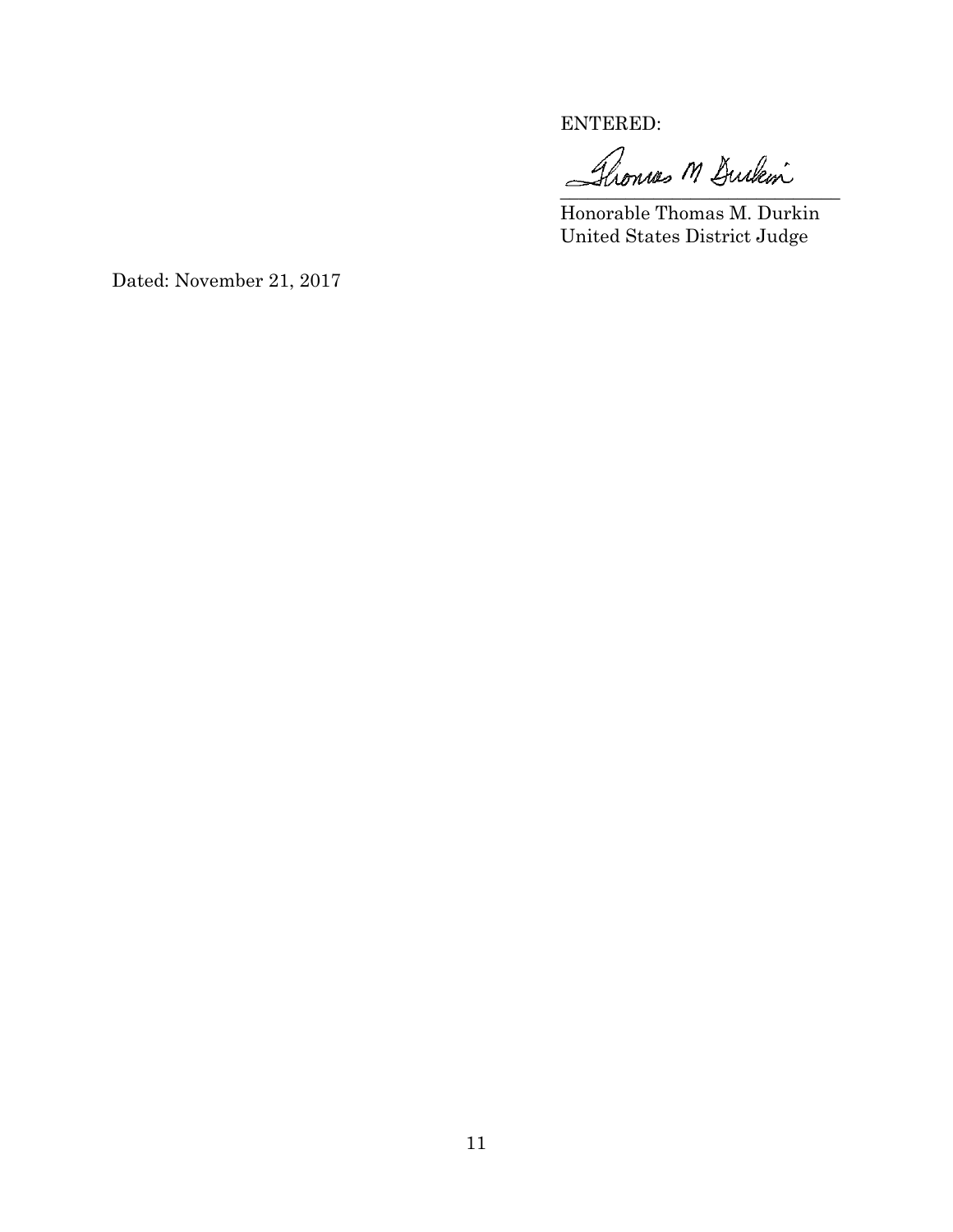ENTERED:

Thomas M Durkin

______________________________

Honorable Thomas M. Durkin
United States District Judge

Dated: November 21, 2017